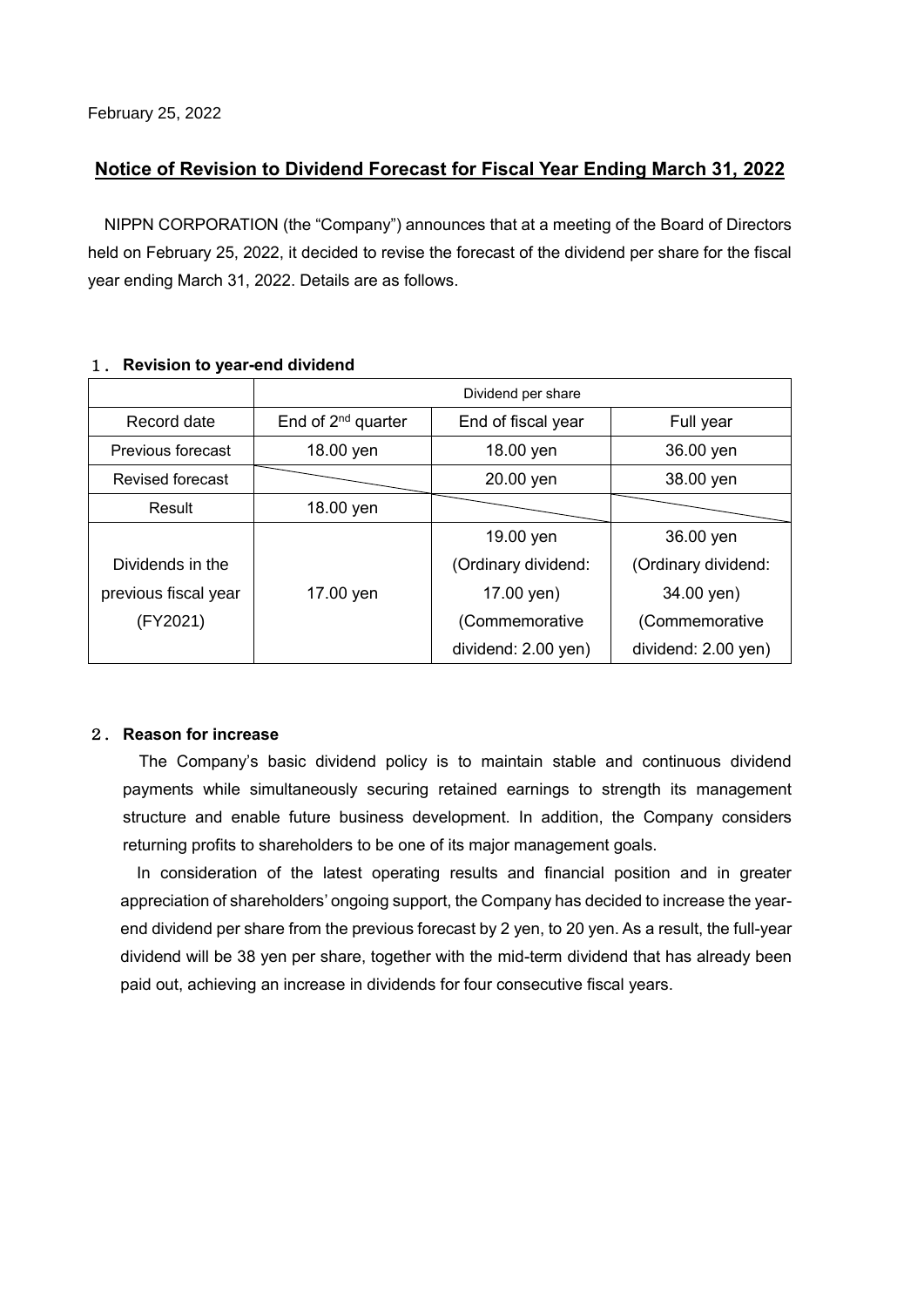February 25, 2022

## Notice of Revision to Dividend Forecast for Fiscal Year Ending March 31, 2022

NIPPN CORPORATION (the "Company") announces that at a meeting of the Board of Directors held on February 25, 2022, it decided to revise the forecast of the dividend per share for the fiscal year ending March 31, 2022. Details are as follows.

### 1. Revision to year-end dividend

| | Dividend per share | | |
|---|---|---|---|
| Record date | End of 2nd quarter | End of fiscal year | Full year |
| Previous forecast | 18.00 yen | 18.00 yen | 36.00 yen |
| Revised forecast | | 20.00 yen | 38.00 yen |
| Result | 18.00 yen | | |
| Dividends in the previous fiscal year (FY2021) | 17.00 yen | 19.00 yen (Ordinary dividend: 17.00 yen) (Commemorative dividend: 2.00 yen) | 36.00 yen (Ordinary dividend: 34.00 yen) (Commemorative dividend: 2.00 yen) |

### 2. Reason for increase

The Company's basic dividend policy is to maintain stable and continuous dividend payments while simultaneously securing retained earnings to strength its management structure and enable future business development. In addition, the Company considers returning profits to shareholders to be one of its major management goals.

In consideration of the latest operating results and financial position and in greater appreciation of shareholders' ongoing support, the Company has decided to increase the year-end dividend per share from the previous forecast by 2 yen, to 20 yen. As a result, the full-year dividend will be 38 yen per share, together with the mid-term dividend that has already been paid out, achieving an increase in dividends for four consecutive fiscal years.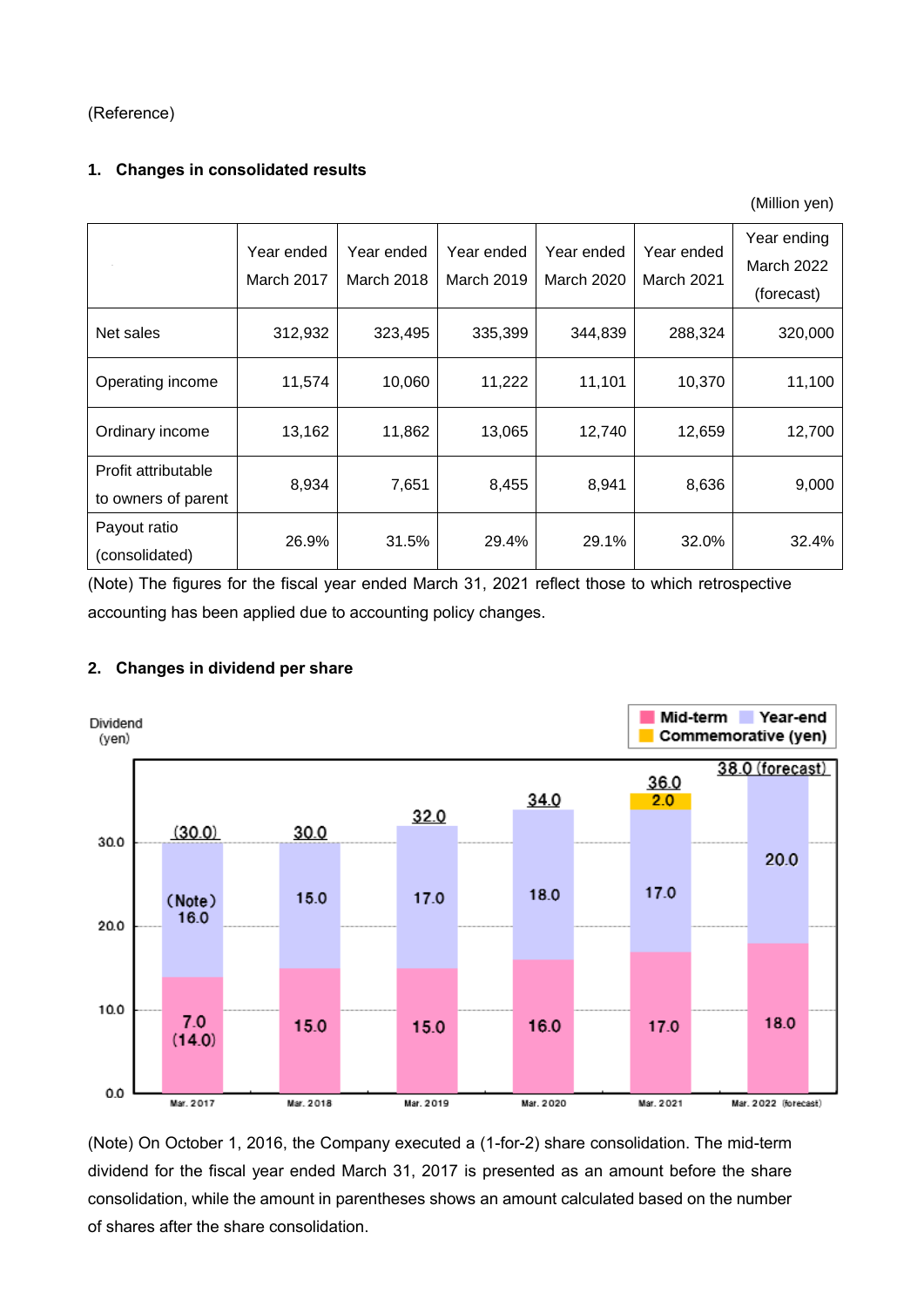(Reference)

## 1. Changes in consolidated results

(Million yen)

| | Year ended March 2017 | Year ended March 2018 | Year ended March 2019 | Year ended March 2020 | Year ended March 2021 | Year ending March 2022 (forecast) |
|---|---|---|---|---|---|---|
| Net sales | 312,932 | 323,495 | 335,399 | 344,839 | 288,324 | 320,000 |
| Operating income | 11,574 | 10,060 | 11,222 | 11,101 | 10,370 | 11,100 |
| Ordinary income | 13,162 | 11,862 | 13,065 | 12,740 | 12,659 | 12,700 |
| Profit attributable to owners of parent | 8,934 | 7,651 | 8,455 | 8,941 | 8,636 | 9,000 |
| Payout ratio (consolidated) | 26.9% | 31.5% | 29.4% | 29.1% | 32.0% | 32.4% |

(Note) The figures for the fiscal year ended March 31, 2021 reflect those to which retrospective accounting has been applied due to accounting policy changes.

## 2. Changes in dividend per share

Dividend (yen)

Mid-term Year-end Commemorative (yen)

30.0
20.0
10.0
0.0

Mar. 2017: (30.0) (Note) 16.0 7.0 (14.0)
Mar. 2018: 30.0 15.0 15.0
Mar. 2019: 32.0 17.0 15.0
Mar. 2020: 34.0 18.0 16.0
Mar. 2021: 36.0 2.0 17.0 17.0
Mar. 2022 (forecast): 38.0 (forecast) 20.0 18.0

(Note) On October 1, 2016, the Company executed a (1-for-2) share consolidation. The mid-term dividend for the fiscal year ended March 31, 2017 is presented as an amount before the share consolidation, while the amount in parentheses shows an amount calculated based on the number of shares after the share consolidation.